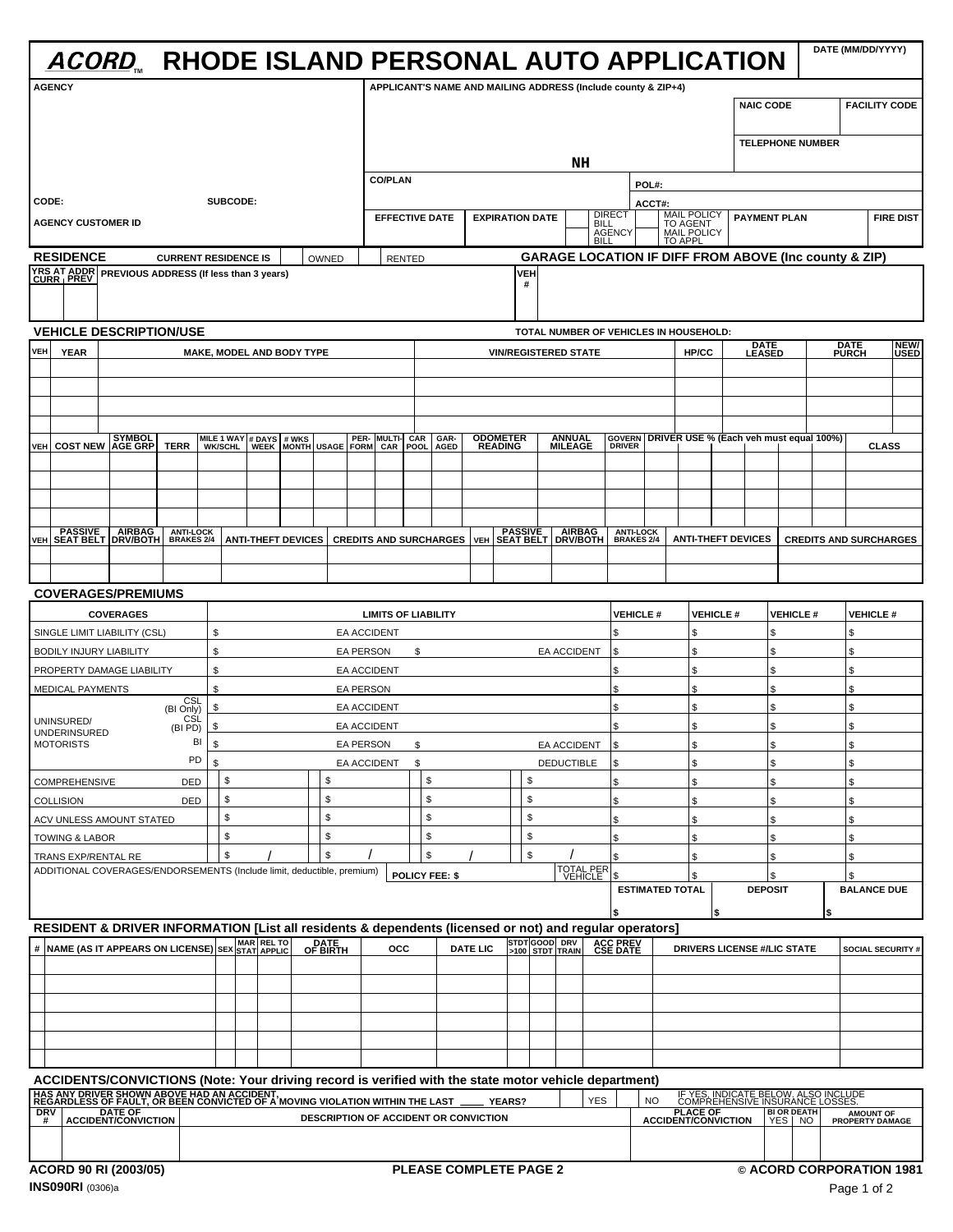# ACORD™ RHODE ISLAND PERSONAL AUTO APPLICATION

| AGENCY | APPLICANT'S NAME AND MAILING ADDRESS (Include county & ZIP+4) | | DATE (MM/DD/YYYY) |
|---|---|---|---|
| | NH | NAIC CODE | FACILITY CODE |
| | | TELEPHONE NUMBER | |
| CODE: SUBCODE: | CO/PLAN | POL#: | |
| | | ACCT#: | |
| AGENCY CUSTOMER ID | EFFECTIVE DATE / EXPIRATION DATE / DIRECT BILL / AGENCY BILL / MAIL POLICY TO AGENT / MAIL POLICY TO APPL | PAYMENT PLAN | FIRE DIST |

## RESIDENCE

CURRENT RESIDENCE IS: OWNED / RENTED

| YRS AT ADDR CURR | YRS AT ADDR PREV | PREVIOUS ADDRESS (If less than 3 years) | VEH # | GARAGE LOCATION IF DIFF FROM ABOVE (Inc county & ZIP) |
|---|---|---|---|---|
| | | | | |

## VEHICLE DESCRIPTION/USE

TOTAL NUMBER OF VEHICLES IN HOUSEHOLD:

| VEH | YEAR | MAKE, MODEL AND BODY TYPE | VIN/REGISTERED STATE | HP/CC | DATE LEASED | DATE PURCH | NEW/USED |
|---|---|---|---|---|---|---|---|
| | | | | | | | |
| | | | | | | | |
| | | | | | | | |
| | | | | | | | |

| VEH | COST NEW | SYMBOL AGE GRP | TERR | MILE 1 WAY WK/SCHL | # DAYS WEEK | # WKS MONTH | USAGE | PER-FORM | MULTI-CAR | CAR POOL | GAR-AGED | ODOMETER READING | ANNUAL MILEAGE | GOVERN DRIVER | DRIVER USE % (Each veh must equal 100%) | | | | | | CLASS |
|---|---|---|---|---|---|---|---|---|---|---|---|---|---|---|---|---|---|---|---|---|---|
| | | | | | | | | | | | | | | | | | | | | | |
| | | | | | | | | | | | | | | | | | | | | | |
| | | | | | | | | | | | | | | | | | | | | | |
| | | | | | | | | | | | | | | | | | | | | | |

| VEH | PASSIVE SEAT BELT | AIRBAG DRV/BOTH | ANTI-LOCK BRAKES 2/4 | ANTI-THEFT DEVICES | CREDITS AND SURCHARGES | VEH | PASSIVE SEAT BELT | AIRBAG DRV/BOTH | ANTI-LOCK BRAKES 2/4 | ANTI-THEFT DEVICES | CREDITS AND SURCHARGES |
|---|---|---|---|---|---|---|---|---|---|---|---|
| | | | | | | | | | | | |
| | | | | | | | | | | | |

## COVERAGES/PREMIUMS

| COVERAGES | | LIMITS OF LIABILITY | | | | VEHICLE # | VEHICLE # | VEHICLE # | VEHICLE # |
|---|---|---|---|---|---|---|---|---|---|
| SINGLE LIMIT LIABILITY (CSL) | | $ EA ACCIDENT | | | | $ | $ | $ | $ |
| BODILY INJURY LIABILITY | | $ EA PERSON | $ EA ACCIDENT | | | $ | $ | $ | $ |
| PROPERTY DAMAGE LIABILITY | | $ EA ACCIDENT | | | | $ | $ | $ | $ |
| MEDICAL PAYMENTS | | $ EA PERSON | | | | $ | $ | $ | $ |
| UNINSURED/ UNDERINSURED MOTORISTS | CSL (BI Only) | $ EA ACCIDENT | | | | $ | $ | $ | $ |
| | CSL (BI PD) | $ EA ACCIDENT | | | | $ | $ | $ | $ |
| | BI | $ EA PERSON | $ EA ACCIDENT | | | $ | $ | $ | $ |
| | PD | $ EA ACCIDENT | $ DEDUCTIBLE | | | $ | $ | $ | $ |
| COMPREHENSIVE | DED | $ | $ | $ | $ | $ | $ | $ | $ |
| COLLISION | DED | $ | $ | $ | $ | $ | $ | $ | $ |
| ACV UNLESS AMOUNT STATED | | $ | $ | $ | $ | $ | $ | $ | $ |
| TOWING & LABOR | | $ | $ | $ | $ | $ | $ | $ | $ |
| TRANS EXP/RENTAL RE | | $ / | $ / | $ / | $ / | $ | $ | $ | $ |
| ADDITIONAL COVERAGES/ENDORSEMENTS (Include limit, deductible, premium) | | POLICY FEE: $ | | | TOTAL PER VEHICLE | $ | $ | $ | $ |
| | | | | | | ESTIMATED TOTAL | DEPOSIT | | BALANCE DUE |
| | | | | | | $ | $ | | $ |

## RESIDENT & DRIVER INFORMATION [List all residents & dependents (licensed or not) and regular operators]

| # | NAME (AS IT APPEARS ON LICENSE) | SEX | MAR STAT | REL TO APPLIC | DATE OF BIRTH | OCC | DATE LIC | STDT >100 | GOOD STDT | DRV TRAIN | ACC PREV CSE DATE | DRIVERS LICENSE #/LIC STATE | SOCIAL SECURITY # |
|---|---|---|---|---|---|---|---|---|---|---|---|---|---|
| | | | | | | | | | | | | | |
| | | | | | | | | | | | | | |
| | | | | | | | | | | | | | |
| | | | | | | | | | | | | | |
| | | | | | | | | | | | | | |
| | | | | | | | | | | | | | |

## ACCIDENTS/CONVICTIONS (Note: Your driving record is verified with the state motor vehicle department)

HAS ANY DRIVER SHOWN ABOVE HAD AN ACCIDENT, REGARDLESS OF FAULT, OR BEEN CONVICTED OF A MOVING VIOLATION WITHIN THE LAST _____ YEARS? YES NO — IF YES, INDICATE BELOW. ALSO INCLUDE COMPREHENSIVE INSURANCE LOSSES.

| DRV # | DATE OF ACCIDENT/CONVICTION | DESCRIPTION OF ACCIDENT OR CONVICTION | PLACE OF ACCIDENT/CONVICTION | BI OR DEATH YES | BI OR DEATH NO | AMOUNT OF PROPERTY DAMAGE |
|---|---|---|---|---|---|---|
| | | | | | | |

ACORD 90 RI (2003/05) PLEASE COMPLETE PAGE 2 © ACORD CORPORATION 1981

INS090RI (0306)a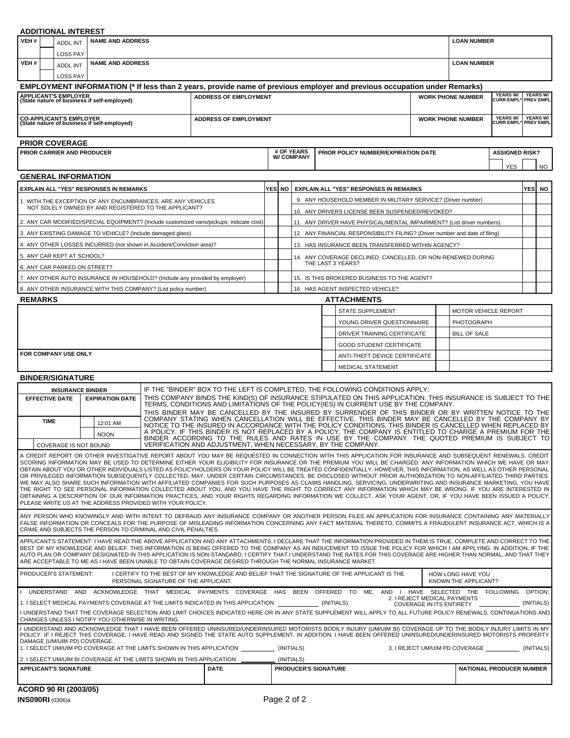## ADDITIONAL INTEREST

| VEH # | | | NAME AND ADDRESS | LOAN NUMBER |
|---|---|---|---|---|
| | | ADDL INT | | |
| | | LOSS PAY | | |
| VEH # | | ADDL INT | NAME AND ADDRESS | LOAN NUMBER |
| | | LOSS PAY | | |

## EMPLOYMENT INFORMATION (* If less than 2 years, provide name of previous employer and previous occupation under Remarks)

| APPLICANT'S EMPLOYER (State nature of business if self-employed) | ADDRESS OF EMPLOYMENT | WORK PHONE NUMBER | YEARS W/ CURR EMPL* | YEARS W/ PREV EMPL |
|---|---|---|---|---|
| | | | | |
| **CO-APPLICANT'S EMPLOYER (State nature of business if self-employed)** | **ADDRESS OF EMPLOYMENT** | **WORK PHONE NUMBER** | **YEARS W/ CURR EMPL*** | **YEARS W/ PREV EMPL** |
| | | | | |

## PRIOR COVERAGE

| PRIOR CARRIER AND PRODUCER | # OF YEARS W/ COMPANY | PRIOR POLICY NUMBER/EXPIRATION DATE | ASSIGNED RISK? |
|---|---|---|---|
| | | | YES / NO |

## GENERAL INFORMATION

| EXPLAIN ALL "YES" RESPONSES IN REMARKS | YES | NO | EXPLAIN ALL "YES" RESPONSES IN REMARKS | YES | NO |
|---|---|---|---|---|---|
| 1. WITH THE EXCEPTION OF ANY ENCUMBRANCES, ARE ANY VEHICLES NOT SOLELY OWNED BY AND REGISTERED TO THE APPLICANT? | | | 9. ANY HOUSEHOLD MEMBER IN MILITARY SERVICE? (Driver number) | | |
| | | | 10. ANY DRIVERS LICENSE BEEN SUSPENDED/REVOKED? | | |
| 2. ANY CAR MODIFIED/SPECIAL EQUIPMENT? (Include customized vans/pickups; indicate cost) | | | 11. ANY DRIVER HAVE PHYSICAL/MENTAL IMPAIRMENT? (List driver numbers) | | |
| 3. ANY EXISTING DAMAGE TO VEHICLE? (Include damaged glass) | | | 12. ANY FINANCIAL RESPONSIBILITY FILING? (Driver number and date of filing) | | |
| 4. ANY OTHER LOSSES INCURRED (not shown in Accident/Conviction area)? | | | 13. HAS INSURANCE BEEN TRANSFERRED WITHIN AGENCY? | | |
| 5. ANY CAR KEPT AT SCHOOL? | | | 14. ANY COVERAGE DECLINED, CANCELLED, OR NON-RENEWED DURING THE LAST 3 YEARS? | | |
| 6. ANY CAR PARKED ON STREET? | | | | | |
| 7. ANY OTHER AUTO INSURANCE IN HOUSEHOLD? (Include any provided by employer) | | | 15. IS THIS BROKERED BUSINESS TO THE AGENT? | | |
| 8. ANY OTHER INSURANCE WITH THIS COMPANY? (List policy number) | | | 16. HAS AGENT INSPECTED VEHICLE? | | |

## REMARKS

FOR COMPANY USE ONLY

## ATTACHMENTS

| | | | |
|---|---|---|---|
| | STATE SUPPLEMENT | | MOTOR VEHICLE REPORT |
| | YOUNG DRIVER QUESTIONNAIRE | | PHOTOGRAPH |
| | DRIVER TRAINING CERTIFICATE | | BILL OF SALE |
| | GOOD STUDENT CERTIFICATE | | |
| | ANTI-THEFT DEVICE CERTIFICATE | | |
| | MEDICAL STATEMENT | | |

## BINDER/SIGNATURE

| INSURANCE BINDER | | |
|---|---|---|
| EFFECTIVE DATE | EXPIRATION DATE | |
| TIME | | 12:01 AM |
| | | NOON |
| COVERAGE IS NOT BOUND | | |

IF THE "BINDER" BOX TO THE LEFT IS COMPLETED, THE FOLLOWING CONDITIONS APPLY:
THIS COMPANY BINDS THE KIND(S) OF INSURANCE STIPULATED ON THIS APPLICATION. THIS INSURANCE IS SUBJECT TO THE TERMS, CONDITIONS AND LIMITATIONS OF THE POLICY(IES) IN CURRENT USE BY THE COMPANY.
THIS BINDER MAY BE CANCELLED BY THE INSURED BY SURRENDER OF THIS BINDER OR BY WRITTEN NOTICE TO THE COMPANY STATING WHEN CANCELLATION WILL BE EFFECTIVE. THIS BINDER MAY BE CANCELLED BY THE COMPANY BY NOTICE TO THE INSURED IN ACCORDANCE WITH THE POLICY CONDITIONS. THIS BINDER IS CANCELLED WHEN REPLACED BY A POLICY. IF THIS BINDER IS NOT REPLACED BY A POLICY, THE COMPANY IS ENTITLED TO CHARGE A PREMIUM FOR THE BINDER ACCORDING TO THE RULES AND RATES IN USE BY THE COMPANY. THE QUOTED PREMIUM IS SUBJECT TO VERIFICATION AND ADJUSTMENT, WHEN NECESSARY, BY THE COMPANY.

A CREDIT REPORT OR OTHER INVESTIGATIVE REPORT ABOUT YOU MAY BE REQUESTED IN CONNECTION WITH THIS APPLICATION FOR INSURANCE AND SUBSEQUENT RENEWALS. CREDIT SCORING INFORMATION MAY BE USED TO DETERMINE EITHER YOUR ELIGIBILITY FOR INSURANCE OR THE PREMIUM YOU WILL BE CHARGED. ANY INFORMATION WHICH WE HAVE OR MAY OBTAIN ABOUT YOU OR OTHER INDIVIDUALS LISTED AS POLICYHOLDERS ON YOUR POLICY WILL BE TREATED CONFIDENTIALLY. HOWEVER, THIS INFORMATION, AS WELL AS OTHER PERSONAL OR PRIVILEGED INFORMATION SUBSEQUENTLY COLLECTED, MAY, UNDER CERTAIN CIRCUMSTANCES, BE DISCLOSED WITHOUT PRIOR AUTHORIZATION TO NON-AFFILIATED THIRD PARTIES. WE MAY ALSO SHARE SUCH INFORMATION WITH AFFILIATED COMPANIES FOR SUCH PURPOSES AS CLAIMS HANDLING, SERVICING, UNDERWRITING AND INSURANCE MARKETING. YOU HAVE THE RIGHT TO SEE PERSONAL INFORMATION COLLECTED ABOUT YOU, AND YOU HAVE THE RIGHT TO CORRECT ANY INFORMATION WHICH MAY BE WRONG. IF YOU ARE INTERESTED IN OBTAINING A DESCRIPTION OF OUR INFORMATION PRACTICES, AND YOUR RIGHTS REGARDING INFORMATION WE COLLECT, ASK YOUR AGENT, OR, IF YOU HAVE BEEN ISSUED A POLICY, PLEASE WRITE US AT THE ADDRESS PROVIDED WITH YOUR POLICY.

ANY PERSON WHO KNOWINGLY AND WITH INTENT TO DEFRAUD ANY INSURANCE COMPANY OR ANOTHER PERSON FILES AN APPLICATION FOR INSURANCE CONTAINING ANY MATERIALLY FALSE INFORMATION OR CONCEALS FOR THE PURPOSE OF MISLEADING INFORMATION CONCERNING ANY FACT MATERIAL THERETO, COMMITS A FRAUDULENT INSURANCE ACT, WHICH IS A CRIME AND SUBJECTS THE PERSON TO CRIMINAL AND CIVIL PENALTIES.

APPLICANT'S STATEMENT: I HAVE READ THE ABOVE APPLICATION AND ANY ATTACHMENTS. I DECLARE THAT THE INFORMATION PROVIDED IN THEM IS TRUE, COMPLETE AND CORRECT TO THE BEST OF MY KNOWLEDGE AND BELIEF. THIS INFORMATION IS BEING OFFERED TO THE COMPANY AS AN INDUCEMENT TO ISSUE THE POLICY FOR WHICH I AM APPLYING. IN ADDITION, IF THE AUTO PLAN OR COMPANY DESIGNATED IN THIS APPLICATION IS NON-STANDARD, I CERTIFY THAT I UNDERSTAND THE RATES FOR THIS COVERAGE ARE HIGHER THAN NORMAL, AND THAT THEY ARE ACCEPTABLE TO ME AS I HAVE BEEN UNABLE TO OBTAIN COVERAGE DESIRED THROUGH THE NORMAL INSURANCE MARKET.

PRODUCER'S STATEMENT: I CERTIFY TO THE BEST OF MY KNOWLEDGE AND BELIEF THAT THE SIGNATURE OF THE APPLICANT IS THE PERSONAL SIGNATURE OF THE APPLICANT. HOW LONG HAVE YOU KNOWN THE APPLICANT?

I UNDERSTAND AND ACKNOWLEDGE THAT MEDICAL PAYMENTS COVERAGE HAS BEEN OFFERED TO ME, AND I HAVE SELECTED THE FOLLOWING OPTION:
1. I SELECT MEDICAL PAYMENTS COVERAGE AT THE LIMITS INDICATED IN THIS APPLICATION ____________ (INITIALS) 2. I REJECT MEDICAL PAYMENTS COVERAGE IN ITS ENTIRETY ____________ (INITIALS)
I UNDERSTAND THAT THE COVERAGE SELECTION AND LIMIT CHOICES INDICATED HERE OR IN ANY STATE SUPPLEMENT WILL APPLY TO ALL FUTURE POLICY RENEWALS, CONTINUATIONS AND CHANGES UNLESS I NOTIFY YOU OTHERWISE IN WRITING.

I UNDERSTAND AND ACKNOWLEDGE THAT I HAVE BEEN OFFERED UNINSURED/UNDERINSURED MOTORISTS BODILY INJURY (UM/UIM BI) COVERAGE UP TO THE BODILY INJURY LIMITS IN MY POLICY. IF I REJECT THIS COVERAGE, I HAVE READ AND SIGNED THE STATE AUTO SUPPLEMENT. IN ADDITION, I HAVE BEEN OFFERED UNINSURED/UNDERINSURED MOTORISTS PROPERTY DAMAGE (UM/UIM PD) COVERAGE.
1. I SELECT UM/UIM PD COVERAGE AT THE LIMITS SHOWN IN THIS APPLICATION __________ (INITIALS) 3. I REJECT UM/UIM PD COVERAGE __________ (INITIALS)
2. I SELECT UM/UIM BI COVERAGE AT THE LIMITS SHOWN IN THIS APPLICATION __________ (INITIALS)

| APPLICANT'S SIGNATURE | DATE | PRODUCER'S SIGNATURE | NATIONAL PRODUCER NUMBER |
|---|---|---|---|
| | | | |

**ACORD 90 RI (2003/05)**
**INS090RI** (0306)a